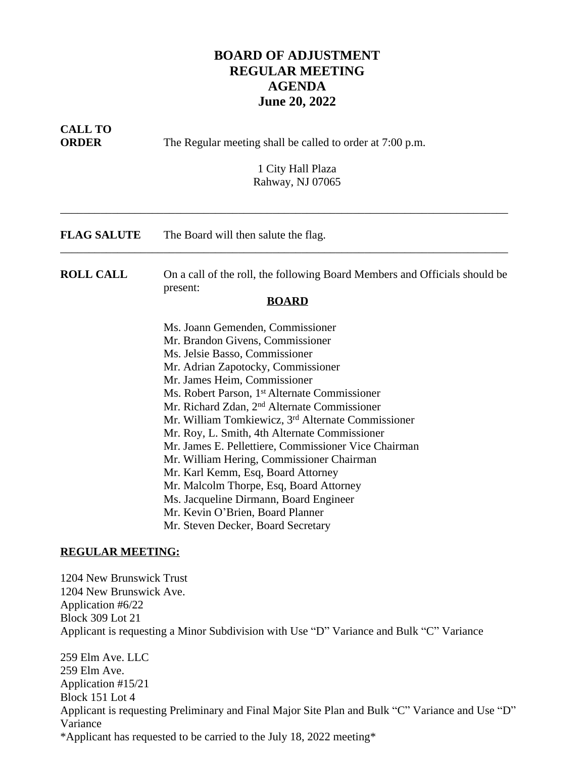# BOARD OF ADJUSTMENT
# REGULAR MEETING
# AGENDA
# June 20, 2022

**CALL TO ORDER** The Regular meeting shall be called to order at 7:00 p.m.

1 City Hall Plaza
Rahway, NJ 07065

---

**FLAG SALUTE** The Board will then salute the flag.

---

**ROLL CALL** On a call of the roll, the following Board Members and Officials should be present:

**BOARD**

Ms. Joann Gemenden, Commissioner
Mr. Brandon Givens, Commissioner
Ms. Jelsie Basso, Commissioner
Mr. Adrian Zapotocky, Commissioner
Mr. James Heim, Commissioner
Ms. Robert Parson, 1st Alternate Commissioner
Mr. Richard Zdan, 2nd Alternate Commissioner
Mr. William Tomkiewicz, 3rd Alternate Commissioner
Mr. Roy, L. Smith, 4th Alternate Commissioner
Mr. James E. Pellettiere, Commissioner Vice Chairman
Mr. William Hering, Commissioner Chairman
Mr. Karl Kemm, Esq, Board Attorney
Mr. Malcolm Thorpe, Esq, Board Attorney
Ms. Jacqueline Dirmann, Board Engineer
Mr. Kevin O'Brien, Board Planner
Mr. Steven Decker, Board Secretary

**REGULAR MEETING:**

1204 New Brunswick Trust
1204 New Brunswick Ave.
Application #6/22
Block 309 Lot 21
Applicant is requesting a Minor Subdivision with Use "D" Variance and Bulk "C" Variance

259 Elm Ave. LLC
259 Elm Ave.
Application #15/21
Block 151 Lot 4
Applicant is requesting Preliminary and Final Major Site Plan and Bulk "C" Variance and Use "D" Variance
*Applicant has requested to be carried to the July 18, 2022 meeting*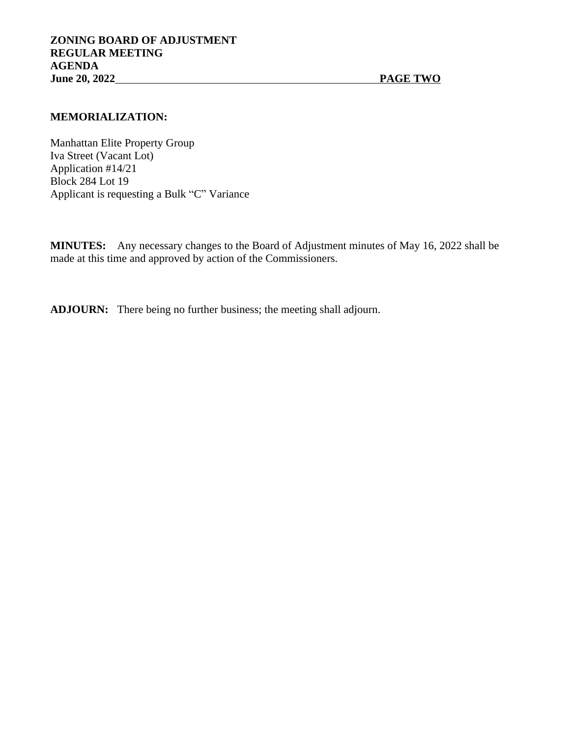**MEMORIALIZATION:**

Manhattan Elite Property Group
Iva Street (Vacant Lot)
Application #14/21
Block 284 Lot 19
Applicant is requesting a Bulk "C" Variance

**MINUTES:** Any necessary changes to the Board of Adjustment minutes of May 16, 2022 shall be made at this time and approved by action of the Commissioners.

**ADJOURN:** There being no further business; the meeting shall adjourn.